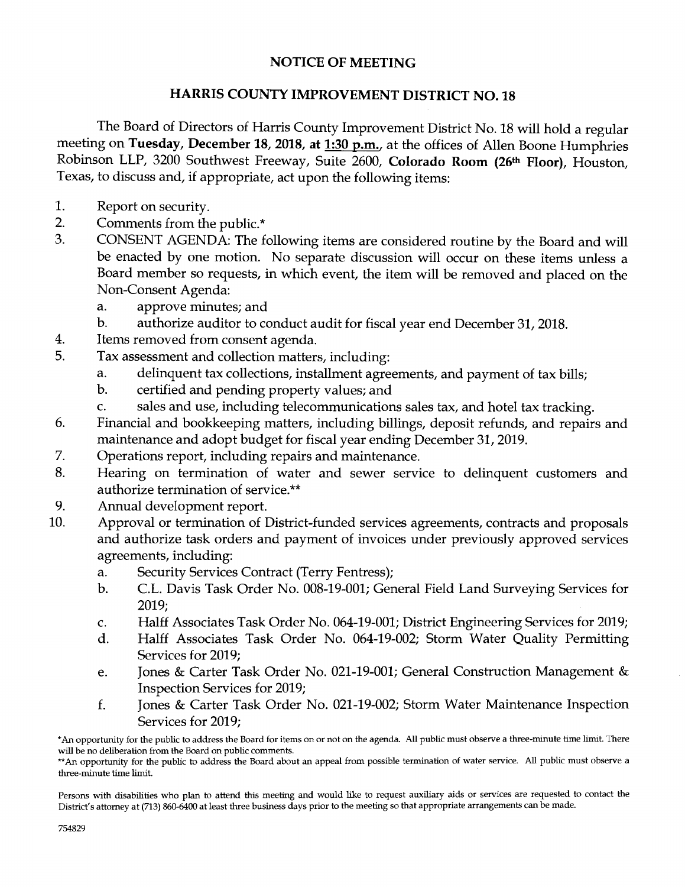# NOTICE OF MEETING

## HARRIS COUNTY IMPROVEMENT DISTRICT NO. 18

The Board of Directors of Harris County Improvement District No. 18 will hold a regular meeting on **Tuesday, December 18, 2018, at 1:30 p.m.**, at the offices of Allen Boone Humphries Robinson LLP, 3200 Southwest Freeway, Suite 2600, **Colorado Room (26th Floor)**, Houston, Texas, to discuss and, if appropriate, act upon the following items:

1. Report on security.
2. Comments from the public.*
3. CONSENT AGENDA: The following items are considered routine by the Board and will be enacted by one motion. No separate discussion will occur on these items unless a Board member so requests, in which event, the item will be removed and placed on the Non-Consent Agenda:
   a. approve minutes; and
   b. authorize auditor to conduct audit for fiscal year end December 31, 2018.
4. Items removed from consent agenda.
5. Tax assessment and collection matters, including:
   a. delinquent tax collections, installment agreements, and payment of tax bills;
   b. certified and pending property values; and
   c. sales and use, including telecommunications sales tax, and hotel tax tracking.
6. Financial and bookkeeping matters, including billings, deposit refunds, and repairs and maintenance and adopt budget for fiscal year ending December 31, 2019.
7. Operations report, including repairs and maintenance.
8. Hearing on termination of water and sewer service to delinquent customers and authorize termination of service.**
9. Annual development report.
10. Approval or termination of District-funded services agreements, contracts and proposals and authorize task orders and payment of invoices under previously approved services agreements, including:
    a. Security Services Contract (Terry Fentress);
    b. C.L. Davis Task Order No. 008-19-001; General Field Land Surveying Services for 2019;
    c. Halff Associates Task Order No. 064-19-001; District Engineering Services for 2019;
    d. Halff Associates Task Order No. 064-19-002; Storm Water Quality Permitting Services for 2019;
    e. Jones & Carter Task Order No. 021-19-001; General Construction Management & Inspection Services for 2019;
    f. Jones & Carter Task Order No. 021-19-002; Storm Water Maintenance Inspection Services for 2019;

*An opportunity for the public to address the Board for items on or not on the agenda. All public must observe a three-minute time limit. There will be no deliberation from the Board on public comments.

**An opportunity for the public to address the Board about an appeal from possible termination of water service. All public must observe a three-minute time limit.

Persons with disabilities who plan to attend this meeting and would like to request auxiliary aids or services are requested to contact the District's attorney at (713) 860-6400 at least three business days prior to the meeting so that appropriate arrangements can be made.

754829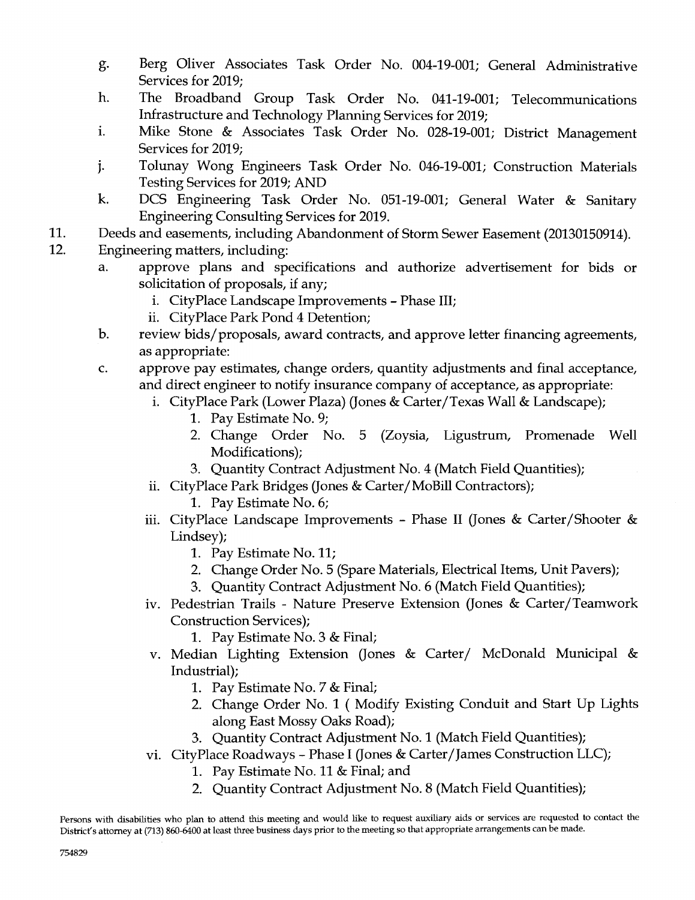- g. Berg Oliver Associates Task Order No. 004-19-001; General Administrative Services for 2019;
- h. The Broadband Group Task Order No. 041-19-001; Telecommunications Infrastructure and Technology Planning Services for 2019;
- i. Mike Stone & Associates Task Order No. 028-19-001; District Management Services for 2019;
- j. Tolunay Wong Engineers Task Order No. 046-19-001; Construction Materials Testing Services for 2019; AND
- k. DCS Engineering Task Order No. 051-19-001; General Water & Sanitary Engineering Consulting Services for 2019.

11. Deeds and easements, including Abandonment of Storm Sewer Easement (20130150914).
12. Engineering matters, including:
    - a. approve plans and specifications and authorize advertisement for bids or solicitation of proposals, if any;
        - i. CityPlace Landscape Improvements - Phase III;
        - ii. CityPlace Park Pond 4 Detention;
    - b. review bids/proposals, award contracts, and approve letter financing agreements, as appropriate:
    - c. approve pay estimates, change orders, quantity adjustments and final acceptance, and direct engineer to notify insurance company of acceptance, as appropriate:
        - i. CityPlace Park (Lower Plaza) (Jones & Carter/Texas Wall & Landscape);
            1. Pay Estimate No. 9;
            2. Change Order No. 5 (Zoysia, Ligustrum, Promenade Well Modifications);
            3. Quantity Contract Adjustment No. 4 (Match Field Quantities);
        - ii. CityPlace Park Bridges (Jones & Carter/MoBill Contractors);
            1. Pay Estimate No. 6;
        - iii. CityPlace Landscape Improvements - Phase II (Jones & Carter/Shooter & Lindsey);
            1. Pay Estimate No. 11;
            2. Change Order No. 5 (Spare Materials, Electrical Items, Unit Pavers);
            3. Quantity Contract Adjustment No. 6 (Match Field Quantities);
        - iv. Pedestrian Trails - Nature Preserve Extension (Jones & Carter/Teamwork Construction Services);
            1. Pay Estimate No. 3 & Final;
        - v. Median Lighting Extension (Jones & Carter/ McDonald Municipal & Industrial);
            1. Pay Estimate No. 7 & Final;
            2. Change Order No. 1 ( Modify Existing Conduit and Start Up Lights along East Mossy Oaks Road);
            3. Quantity Contract Adjustment No. 1 (Match Field Quantities);
        - vi. CityPlace Roadways - Phase I (Jones & Carter/James Construction LLC);
            1. Pay Estimate No. 11 & Final; and
            2. Quantity Contract Adjustment No. 8 (Match Field Quantities);

Persons with disabilities who plan to attend this meeting and would like to request auxiliary aids or services are requested to contact the District's attorney at (713) 860-6400 at least three business days prior to the meeting so that appropriate arrangements can be made.

754829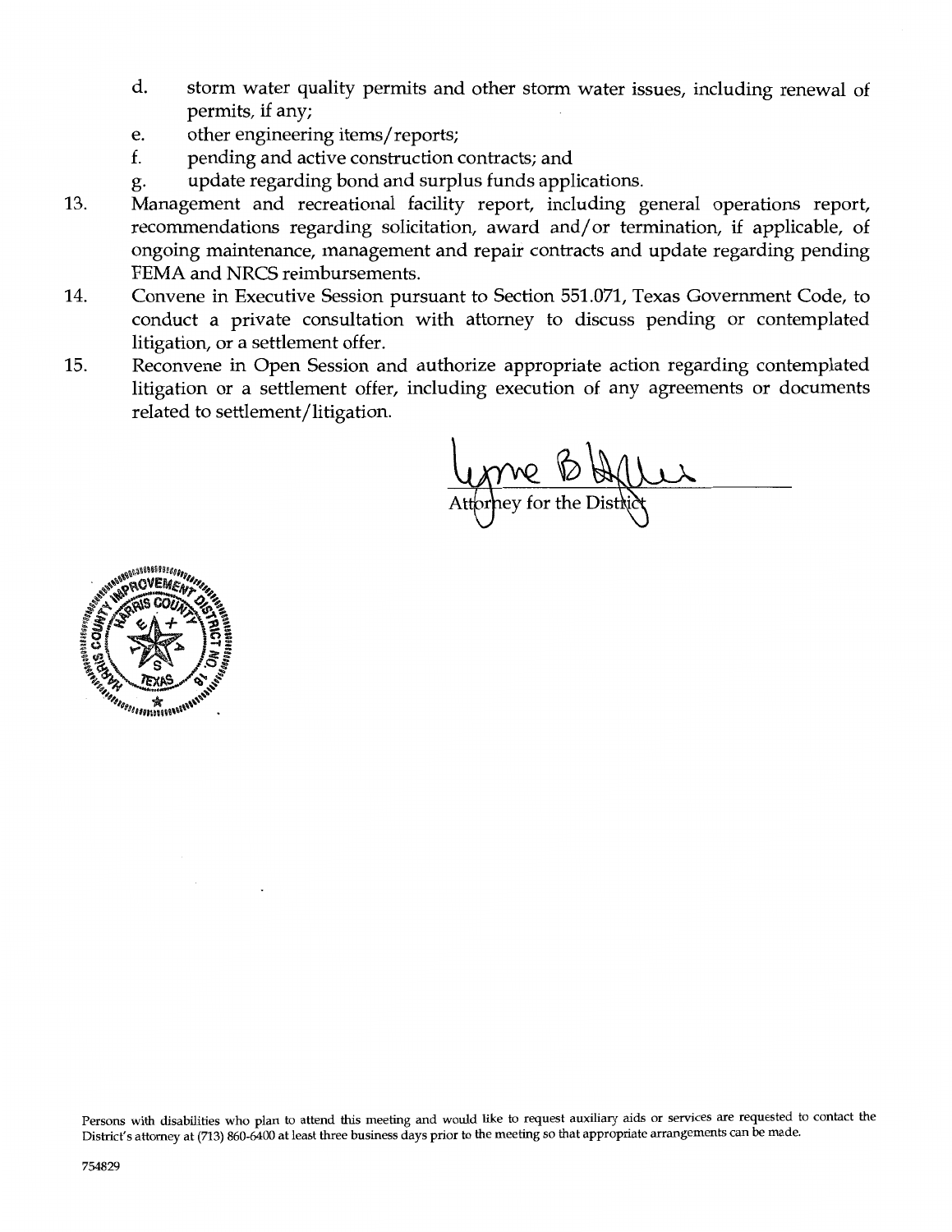d. storm water quality permits and other storm water issues, including renewal of permits, if any;
e. other engineering items/reports;
f. pending and active construction contracts; and
g. update regarding bond and surplus funds applications.

13. Management and recreational facility report, including general operations report, recommendations regarding solicitation, award and/or termination, if applicable, of ongoing maintenance, management and repair contracts and update regarding pending FEMA and NRCS reimbursements.
14. Convene in Executive Session pursuant to Section 551.071, Texas Government Code, to conduct a private consultation with attorney to discuss pending or contemplated litigation, or a settlement offer.
15. Reconvene in Open Session and authorize appropriate action regarding contemplated litigation or a settlement offer, including execution of any agreements or documents related to settlement/litigation.

Attorney for the District

HARRIS COUNTY IMPROVEMENT DISTRICT NO. 18
TEXAS

Persons with disabilities who plan to attend this meeting and would like to request auxiliary aids or services are requested to contact the District's attorney at (713) 860-6400 at least three business days prior to the meeting so that appropriate arrangements can be made.

754829